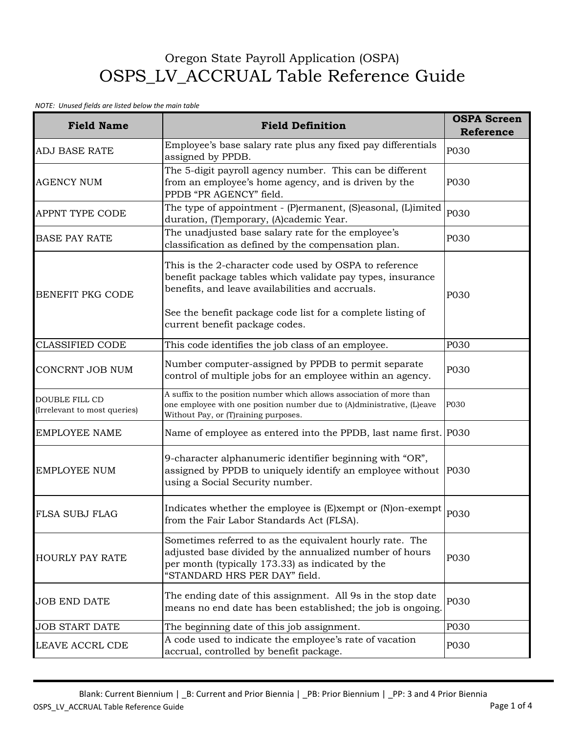Oregon State Payroll Application (OSPA)

# OSPS_LV_ACCRUAL Table Reference Guide

*NOTE: Unused fields are listed below the main table*

| Field Name | Field Definition | OSPA Screen Reference |
|---|---|---|
| ADJ BASE RATE | Employee's base salary rate plus any fixed pay differentials assigned by PPDB. | P030 |
| AGENCY NUM | The 5-digit payroll agency number. This can be different from an employee's home agency, and is driven by the PPDB "PR AGENCY" field. | P030 |
| APPNT TYPE CODE | The type of appointment - (P)ermanent, (S)easonal, (L)imited duration, (T)emporary, (A)cademic Year. | P030 |
| BASE PAY RATE | The unadjusted base salary rate for the employee's classification as defined by the compensation plan. | P030 |
| BENEFIT PKG CODE | This is the 2-character code used by OSPA to reference benefit package tables which validate pay types, insurance benefits, and leave availabilities and accruals.<br><br>See the benefit package code list for a complete listing of current benefit package codes. | P030 |
| CLASSIFIED CODE | This code identifies the job class of an employee. | P030 |
| CONCRNT JOB NUM | Number computer-assigned by PPDB to permit separate control of multiple jobs for an employee within an agency. | P030 |
| DOUBLE FILL CD (Irrelevant to most queries) | A suffix to the position number which allows association of more than one employee with one position number due to (A)dministrative, (L)eave Without Pay, or (T)raining purposes. | P030 |
| EMPLOYEE NAME | Name of employee as entered into the PPDB, last name first. | P030 |
| EMPLOYEE NUM | 9-character alphanumeric identifier beginning with "OR", assigned by PPDB to uniquely identify an employee without using a Social Security number. | P030 |
| FLSA SUBJ FLAG | Indicates whether the employee is (E)xempt or (N)on-exempt from the Fair Labor Standards Act (FLSA). | P030 |
| HOURLY PAY RATE | Sometimes referred to as the equivalent hourly rate. The adjusted base divided by the annualized number of hours per month (typically 173.33) as indicated by the "STANDARD HRS PER DAY" field. | P030 |
| JOB END DATE | The ending date of this assignment. All 9s in the stop date means no end date has been established; the job is ongoing. | P030 |
| JOB START DATE | The beginning date of this job assignment. | P030 |
| LEAVE ACCRL CDE | A code used to indicate the employee's rate of vacation accrual, controlled by benefit package. | P030 |

Blank: Current Biennium | _B: Current and Prior Biennia | _PB: Prior Biennium | _PP: 3 and 4 Prior Biennia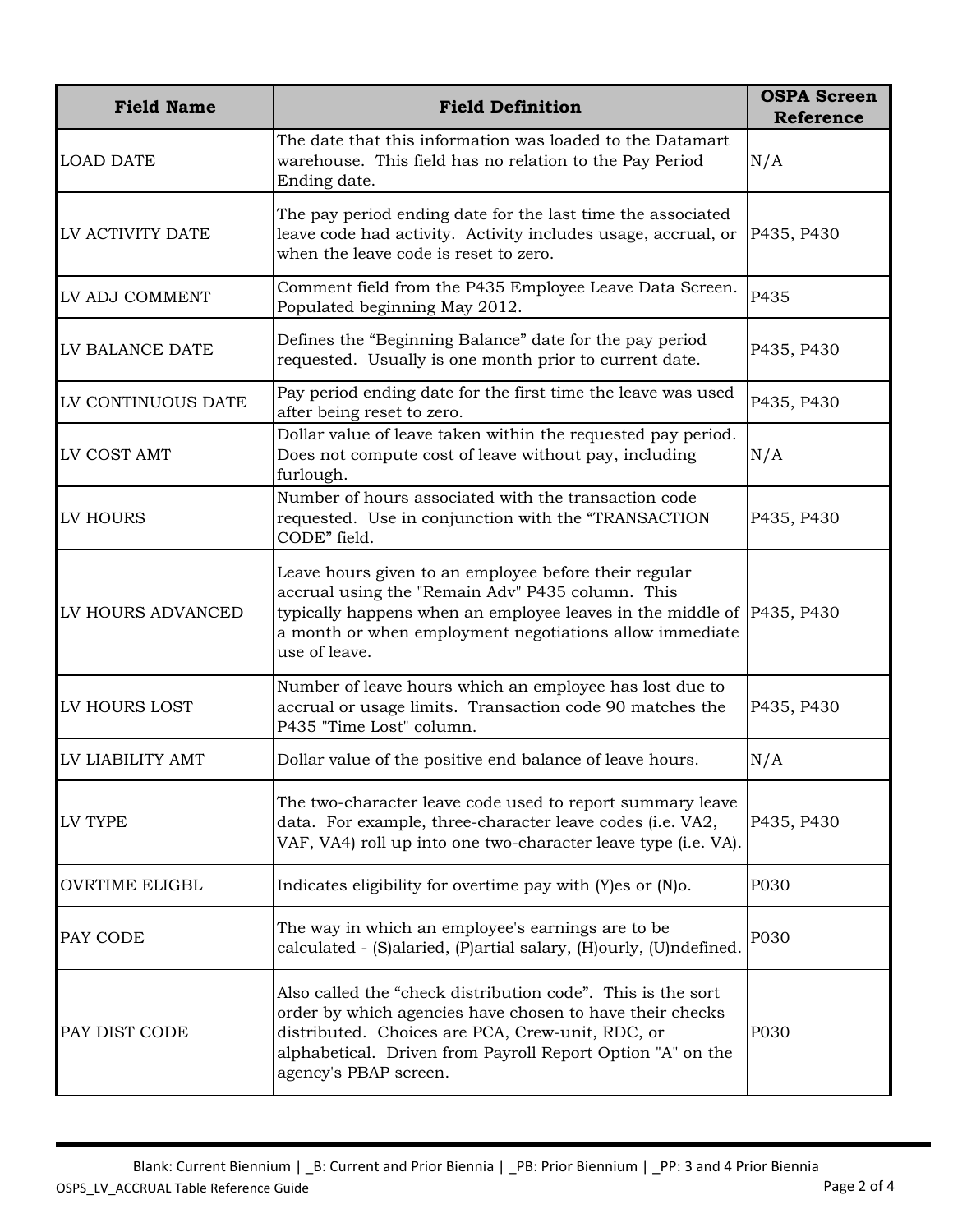| Field Name | Field Definition | OSPA Screen Reference |
| --- | --- | --- |
| LOAD DATE | The date that this information was loaded to the Datamart warehouse. This field has no relation to the Pay Period Ending date. | N/A |
| LV ACTIVITY DATE | The pay period ending date for the last time the associated leave code had activity. Activity includes usage, accrual, or when the leave code is reset to zero. | P435, P430 |
| LV ADJ COMMENT | Comment field from the P435 Employee Leave Data Screen. Populated beginning May 2012. | P435 |
| LV BALANCE DATE | Defines the “Beginning Balance” date for the pay period requested. Usually is one month prior to current date. | P435, P430 |
| LV CONTINUOUS DATE | Pay period ending date for the first time the leave was used after being reset to zero. | P435, P430 |
| LV COST AMT | Dollar value of leave taken within the requested pay period. Does not compute cost of leave without pay, including furlough. | N/A |
| LV HOURS | Number of hours associated with the transaction code requested. Use in conjunction with the “TRANSACTION CODE” field. | P435, P430 |
| LV HOURS ADVANCED | Leave hours given to an employee before their regular accrual using the "Remain Adv" P435 column. This typically happens when an employee leaves in the middle of a month or when employment negotiations allow immediate use of leave. | P435, P430 |
| LV HOURS LOST | Number of leave hours which an employee has lost due to accrual or usage limits. Transaction code 90 matches the P435 "Time Lost" column. | P435, P430 |
| LV LIABILITY AMT | Dollar value of the positive end balance of leave hours. | N/A |
| LV TYPE | The two-character leave code used to report summary leave data. For example, three-character leave codes (i.e. VA2, VAF, VA4) roll up into one two-character leave type (i.e. VA). | P435, P430 |
| OVRTIME ELIGBL | Indicates eligibility for overtime pay with (Y)es or (N)o. | P030 |
| PAY CODE | The way in which an employee's earnings are to be calculated - (S)alaried, (P)artial salary, (H)ourly, (U)ndefined. | P030 |
| PAY DIST CODE | Also called the “check distribution code”. This is the sort order by which agencies have chosen to have their checks distributed. Choices are PCA, Crew-unit, RDC, or alphabetical. Driven from Payroll Report Option "A" on the agency's PBAP screen. | P030 |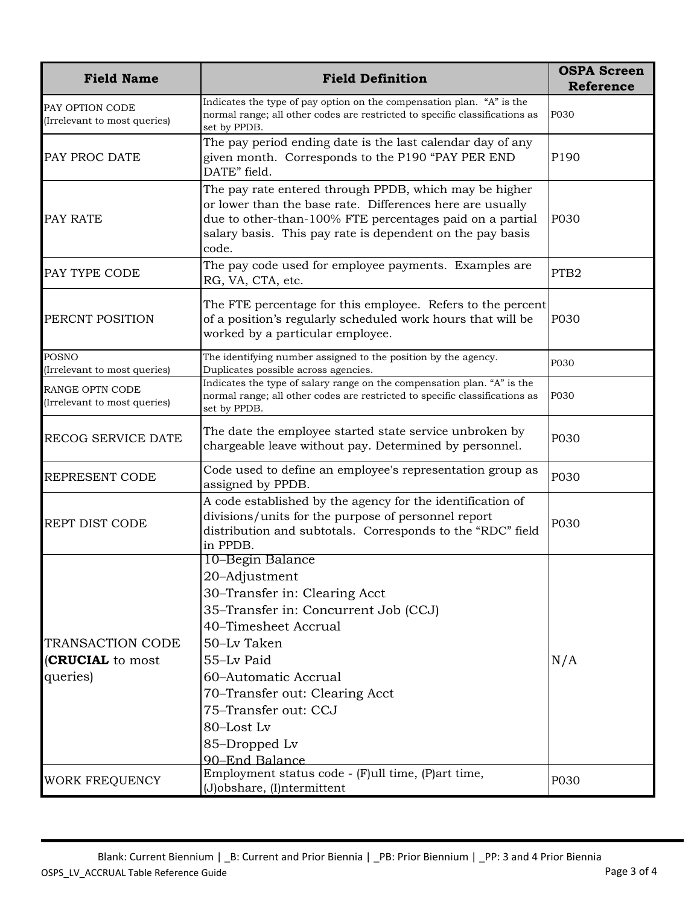| Field Name | Field Definition | OSPA Screen Reference |
|---|---|---|
| PAY OPTION CODE (Irrelevant to most queries) | Indicates the type of pay option on the compensation plan. "A" is the normal range; all other codes are restricted to specific classifications as set by PPDB. | P030 |
| PAY PROC DATE | The pay period ending date is the last calendar day of any given month. Corresponds to the P190 "PAY PER END DATE" field. | P190 |
| PAY RATE | The pay rate entered through PPDB, which may be higher or lower than the base rate. Differences here are usually due to other-than-100% FTE percentages paid on a partial salary basis. This pay rate is dependent on the pay basis code. | P030 |
| PAY TYPE CODE | The pay code used for employee payments. Examples are RG, VA, CTA, etc. | PTB2 |
| PERCNT POSITION | The FTE percentage for this employee. Refers to the percent of a position's regularly scheduled work hours that will be worked by a particular employee. | P030 |
| POSNO (Irrelevant to most queries) | The identifying number assigned to the position by the agency. Duplicates possible across agencies. | P030 |
| RANGE OPTN CODE (Irrelevant to most queries) | Indicates the type of salary range on the compensation plan. "A" is the normal range; all other codes are restricted to specific classifications as set by PPDB. | P030 |
| RECOG SERVICE DATE | The date the employee started state service unbroken by chargeable leave without pay. Determined by personnel. | P030 |
| REPRESENT CODE | Code used to define an employee's representation group as assigned by PPDB. | P030 |
| REPT DIST CODE | A code established by the agency for the identification of divisions/units for the purpose of personnel report distribution and subtotals. Corresponds to the "RDC" field in PPDB. | P030 |
| TRANSACTION CODE (**CRUCIAL** to most queries) | 10–Begin Balance<br>20–Adjustment<br>30–Transfer in: Clearing Acct<br>35–Transfer in: Concurrent Job (CCJ)<br>40–Timesheet Accrual<br>50–Lv Taken<br>55–Lv Paid<br>60–Automatic Accrual<br>70–Transfer out: Clearing Acct<br>75–Transfer out: CCJ<br>80–Lost Lv<br>85–Dropped Lv<br>90–End Balance | N/A |
| WORK FREQUENCY | Employment status code - (F)ull time, (P)art time, (J)obshare, (I)ntermittent | P030 |

Blank: Current Biennium | _B: Current and Prior Biennia | _PB: Prior Biennium | _PP: 3 and 4 Prior Biennia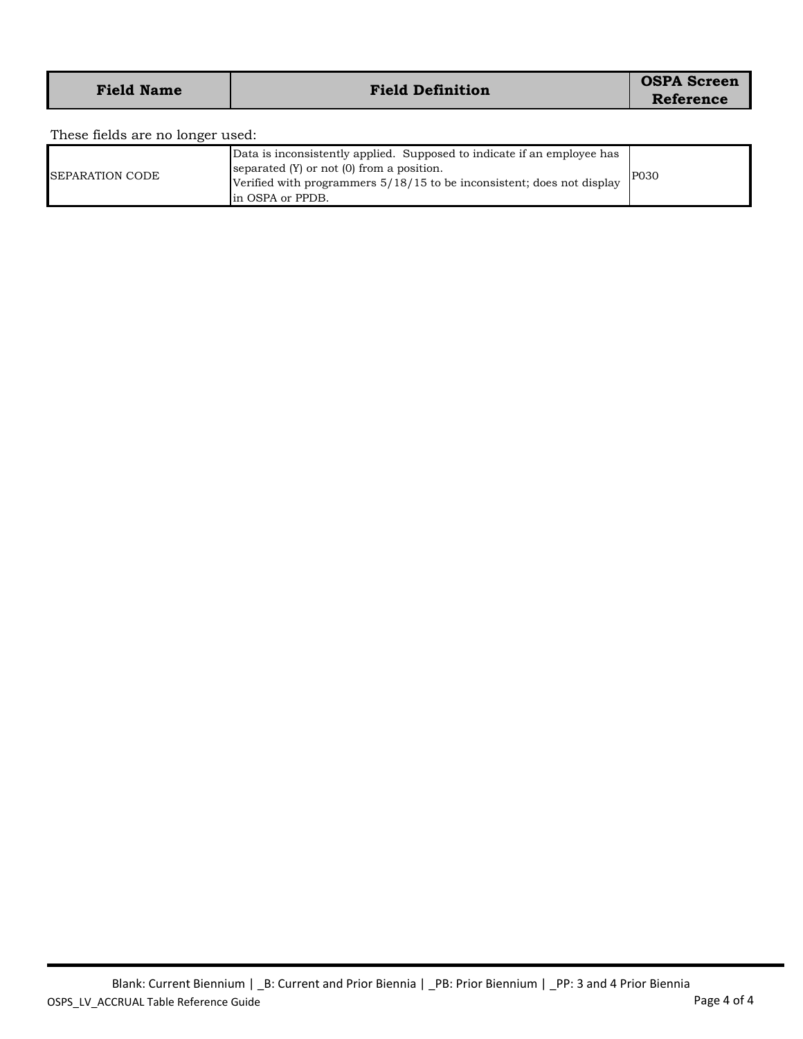| Field Name | Field Definition | OSPA Screen Reference |
|---|---|---|

These fields are no longer used:

| | | |
|---|---|---|
| SEPARATION CODE | Data is inconsistently applied. Supposed to indicate if an employee has separated (Y) or not (0) from a position.<br>Verified with programmers 5/18/15 to be inconsistent; does not display in OSPA or PPDB. | P030 |

Blank: Current Biennium | _B: Current and Prior Biennia | _PB: Prior Biennium | _PP: 3 and 4 Prior Biennia